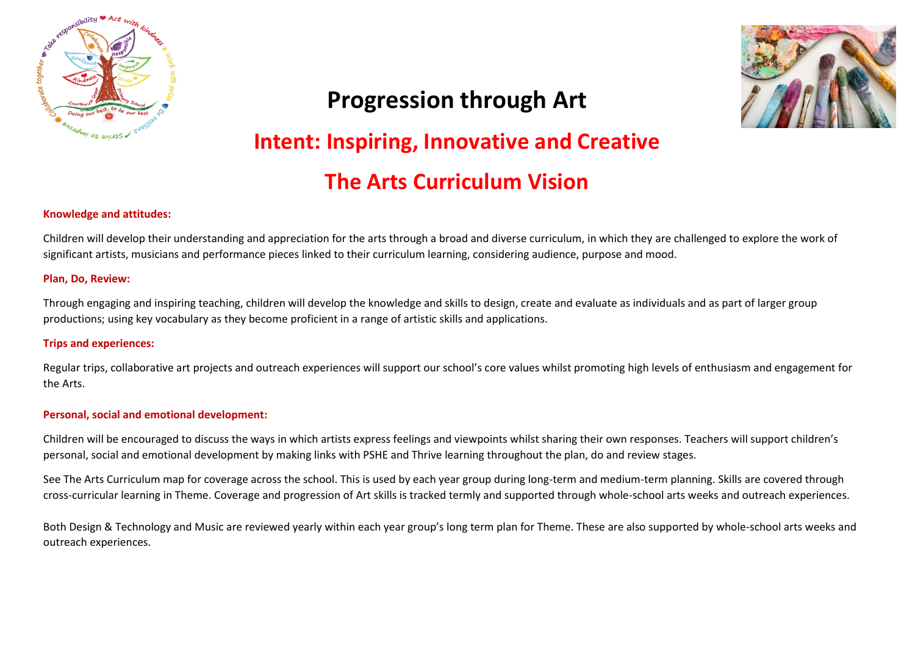# Progression through Art

## Intent: Inspiring, Innovative and Creative

## The Arts Curriculum Vision

**Knowledge and attitudes:**

Children will develop their understanding and appreciation for the arts through a broad and diverse curriculum, in which they are challenged to explore the work of significant artists, musicians and performance pieces linked to their curriculum learning, considering audience, purpose and mood.

**Plan, Do, Review:**

Through engaging and inspiring teaching, children will develop the knowledge and skills to design, create and evaluate as individuals and as part of larger group productions; using key vocabulary as they become proficient in a range of artistic skills and applications.

**Trips and experiences:**

Regular trips, collaborative art projects and outreach experiences will support our school's core values whilst promoting high levels of enthusiasm and engagement for the Arts.

**Personal, social and emotional development:**

Children will be encouraged to discuss the ways in which artists express feelings and viewpoints whilst sharing their own responses. Teachers will support children's personal, social and emotional development by making links with PSHE and Thrive learning throughout the plan, do and review stages.

See The Arts Curriculum map for coverage across the school. This is used by each year group during long-term and medium-term planning. Skills are covered through cross-curricular learning in Theme. Coverage and progression of Art skills is tracked termly and supported through whole-school arts weeks and outreach experiences.

Both Design & Technology and Music are reviewed yearly within each year group's long term plan for Theme. These are also supported by whole-school arts weeks and outreach experiences.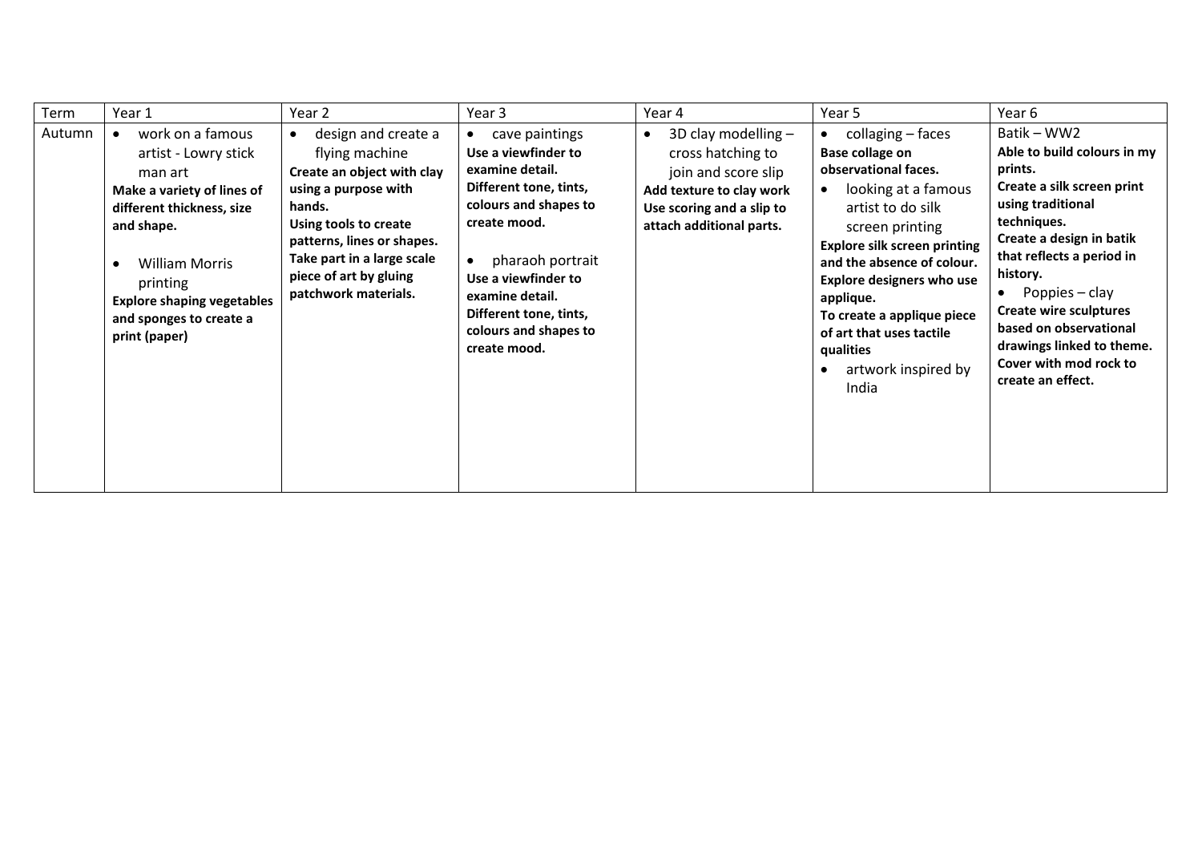| Term | Year 1 | Year 2 | Year 3 | Year 4 | Year 5 | Year 6 |
|---|---|---|---|---|---|---|
| Autumn | • work on a famous artist - Lowry stick man art<br>**Make a variety of lines of different thickness, size and shape.**<br><br>• William Morris printing<br>**Explore shaping vegetables and sponges to create a print (paper)** | • design and create a flying machine<br>**Create an object with clay using a purpose with hands.**<br>**Using tools to create patterns, lines or shapes.**<br>**Take part in a large scale piece of art by gluing patchwork materials.** | • cave paintings<br>**Use a viewfinder to examine detail.**<br>**Different tone, tints, colours and shapes to create mood.**<br><br>• pharaoh portrait<br>**Use a viewfinder to examine detail.**<br>**Different tone, tints, colours and shapes to create mood.** | • 3D clay modelling – cross hatching to join and score slip<br>**Add texture to clay work**<br>**Use scoring and a slip to attach additional parts.** | • collaging – faces<br>**Base collage on observational faces.**<br>• looking at a famous artist to do silk screen printing<br>**Explore silk screen printing and the absence of colour.**<br>**Explore designers who use applique.**<br>**To create a applique piece of art that uses tactile qualities**<br>• artwork inspired by India | Batik – WW2<br>**Able to build colours in my prints.**<br>**Create a silk screen print using traditional techniques.**<br>**Create a design in batik that reflects a period in history.**<br>• Poppies – clay<br>**Create wire sculptures based on observational drawings linked to theme.**<br>**Cover with mod rock to create an effect.** |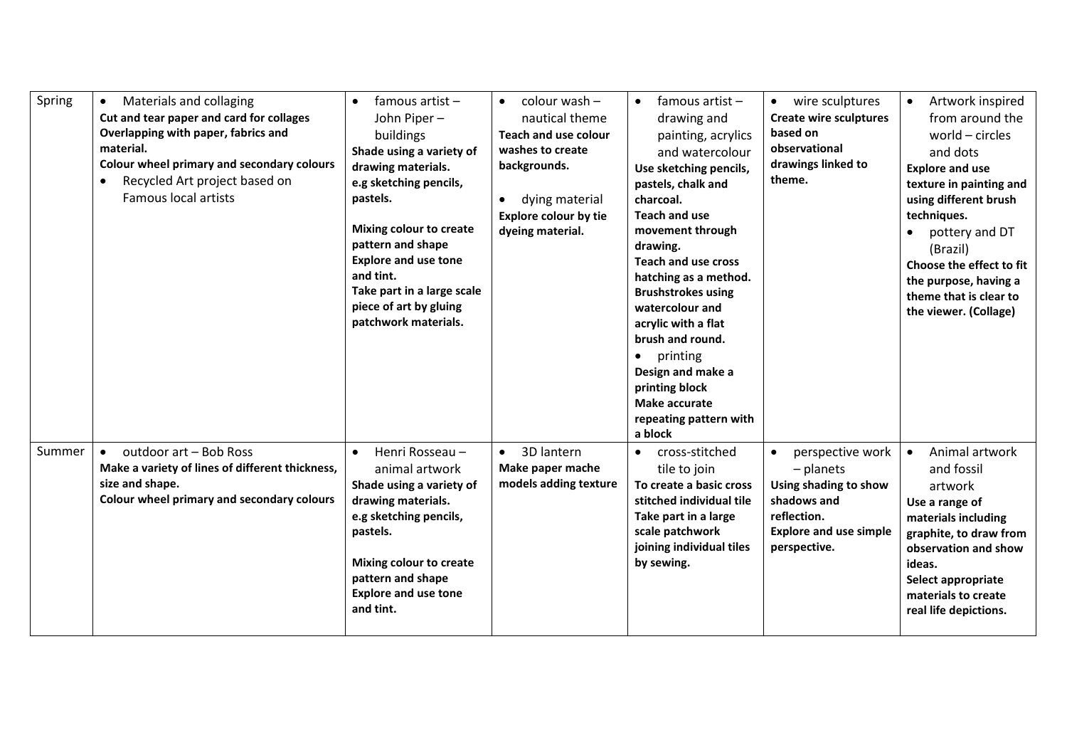| Spring | • Materials and collaging **Cut and tear paper and card for collages** **Overlapping with paper, fabrics and material.** **Colour wheel primary and secondary colours** • Recycled Art project based on Famous local artists | • famous artist – John Piper – buildings **Shade using a variety of drawing materials. e.g sketching pencils, pastels.** **Mixing colour to create pattern and shape** **Explore and use tone and tint.** **Take part in a large scale piece of art by gluing patchwork materials.** | • colour wash – nautical theme **Teach and use colour washes to create backgrounds.** • dying material **Explore colour by tie dyeing material.** | • famous artist – drawing and painting, acrylics and watercolour **Use sketching pencils, pastels, chalk and charcoal.** **Teach and use movement through drawing.** **Teach and use cross hatching as a method.** **Brushstrokes using watercolour and acrylic with a flat brush and round.** • printing **Design and make a printing block** **Make accurate repeating pattern with a block** | • wire sculptures **Create wire sculptures based on observational drawings linked to theme.** | • Artwork inspired from around the world – circles and dots **Explore and use texture in painting and using different brush techniques.** • pottery and DT (Brazil) **Choose the effect to fit the purpose, having a theme that is clear to the viewer. (Collage)** |
|---|---|---|---|---|---|---|
| Summer | • outdoor art – Bob Ross **Make a variety of lines of different thickness, size and shape.** **Colour wheel primary and secondary colours** | • Henri Rosseau – animal artwork **Shade using a variety of drawing materials. e.g sketching pencils, pastels.** **Mixing colour to create pattern and shape** **Explore and use tone and tint.** | • 3D lantern **Make paper mache models adding texture** | • cross-stitched tile to join **To create a basic cross stitched individual tile** **Take part in a large scale patchwork joining individual tiles by sewing.** | • perspective work – planets **Using shading to show shadows and reflection.** **Explore and use simple perspective.** | • Animal artwork and fossil artwork **Use a range of materials including graphite, to draw from observation and show ideas.** **Select appropriate materials to create real life depictions.** |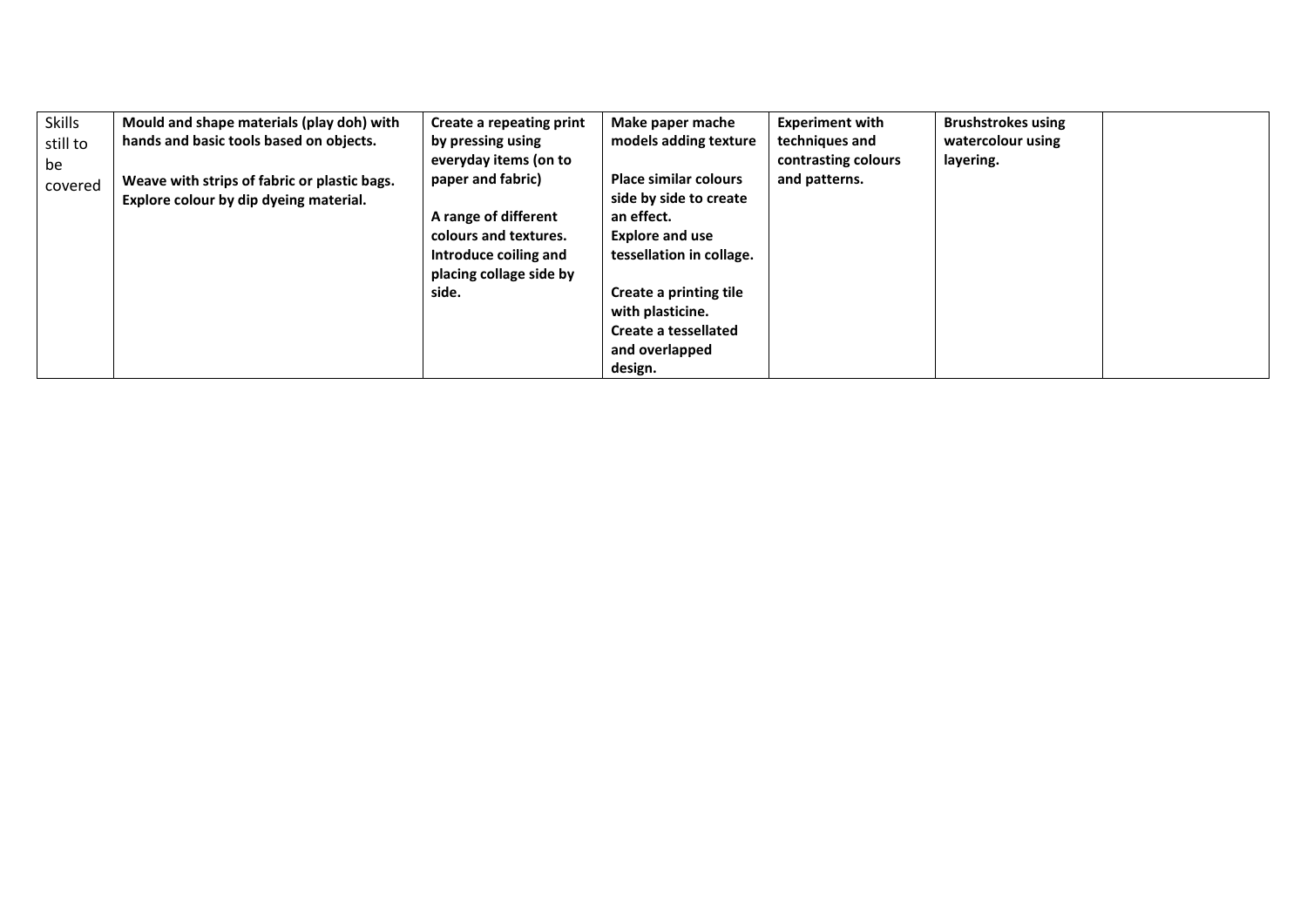| | | | | | | |
|---|---|---|---|---|---|---|
| Skills still to be covered | **Mould and shape materials (play doh) with hands and basic tools based on objects.**<br><br>**Weave with strips of fabric or plastic bags. Explore colour by dip dyeing material.** | **Create a repeating print by pressing using everyday items (on to paper and fabric)**<br><br>**A range of different colours and textures. Introduce coiling and placing collage side by side.** | **Make paper mache models adding texture**<br><br>**Place similar colours side by side to create an effect. Explore and use tessellation in collage.**<br><br>**Create a printing tile with plasticine. Create a tessellated and overlapped design.** | **Experiment with techniques and contrasting colours and patterns.** | **Brushstrokes using watercolour using layering.** | |